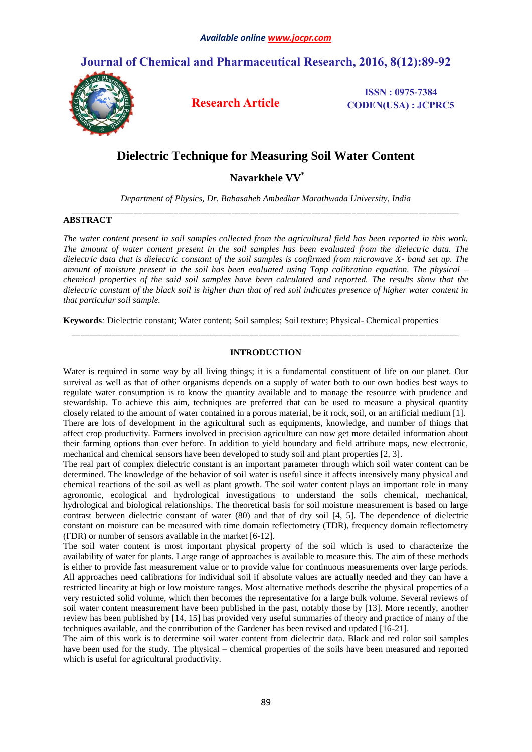# Dielectric Technique for Measuring Soil Water Content

**Navarkhele VV***

*Department of Physics, Dr. Babasaheb Ambedkar Marathwada University, India*

## ABSTRACT

*The water content present in soil samples collected from the agricultural field has been reported in this work. The amount of water content present in the soil samples has been evaluated from the dielectric data. The dielectric data that is dielectric constant of the soil samples is confirmed from microwave X- band set up. The amount of moisture present in the soil has been evaluated using Topp calibration equation. The physical – chemical properties of the said soil samples have been calculated and reported. The results show that the dielectric constant of the black soil is higher than that of red soil indicates presence of higher water content in that particular soil sample.*

**Keywords***:* Dielectric constant; Water content; Soil samples; Soil texture; Physical- Chemical properties

## INTRODUCTION

Water is required in some way by all living things; it is a fundamental constituent of life on our planet. Our survival as well as that of other organisms depends on a supply of water both to our own bodies best ways to regulate water consumption is to know the quantity available and to manage the resource with prudence and stewardship. To achieve this aim, techniques are preferred that can be used to measure a physical quantity closely related to the amount of water contained in a porous material, be it rock, soil, or an artificial medium [1].

There are lots of development in the agricultural such as equipments, knowledge, and number of things that affect crop productivity. Farmers involved in precision agriculture can now get more detailed information about their farming options than ever before. In addition to yield boundary and field attribute maps, new electronic, mechanical and chemical sensors have been developed to study soil and plant properties [2, 3].

The real part of complex dielectric constant is an important parameter through which soil water content can be determined. The knowledge of the behavior of soil water is useful since it affects intensively many physical and chemical reactions of the soil as well as plant growth. The soil water content plays an important role in many agronomic, ecological and hydrological investigations to understand the soils chemical, mechanical, hydrological and biological relationships. The theoretical basis for soil moisture measurement is based on large contrast between dielectric constant of water (80) and that of dry soil [4, 5]. The dependence of dielectric constant on moisture can be measured with time domain reflectometry (TDR), frequency domain reflectometry (FDR) or number of sensors available in the market [6-12].

The soil water content is most important physical property of the soil which is used to characterize the availability of water for plants. Large range of approaches is available to measure this. The aim of these methods is either to provide fast measurement value or to provide value for continuous measurements over large periods. All approaches need calibrations for individual soil if absolute values are actually needed and they can have a restricted linearity at high or low moisture ranges. Most alternative methods describe the physical properties of a very restricted solid volume, which then becomes the representative for a large bulk volume. Several reviews of soil water content measurement have been published in the past, notably those by [13]. More recently, another review has been published by [14, 15] has provided very useful summaries of theory and practice of many of the techniques available, and the contribution of the Gardener has been revised and updated [16-21].

The aim of this work is to determine soil water content from dielectric data. Black and red color soil samples have been used for the study. The physical – chemical properties of the soils have been measured and reported which is useful for agricultural productivity.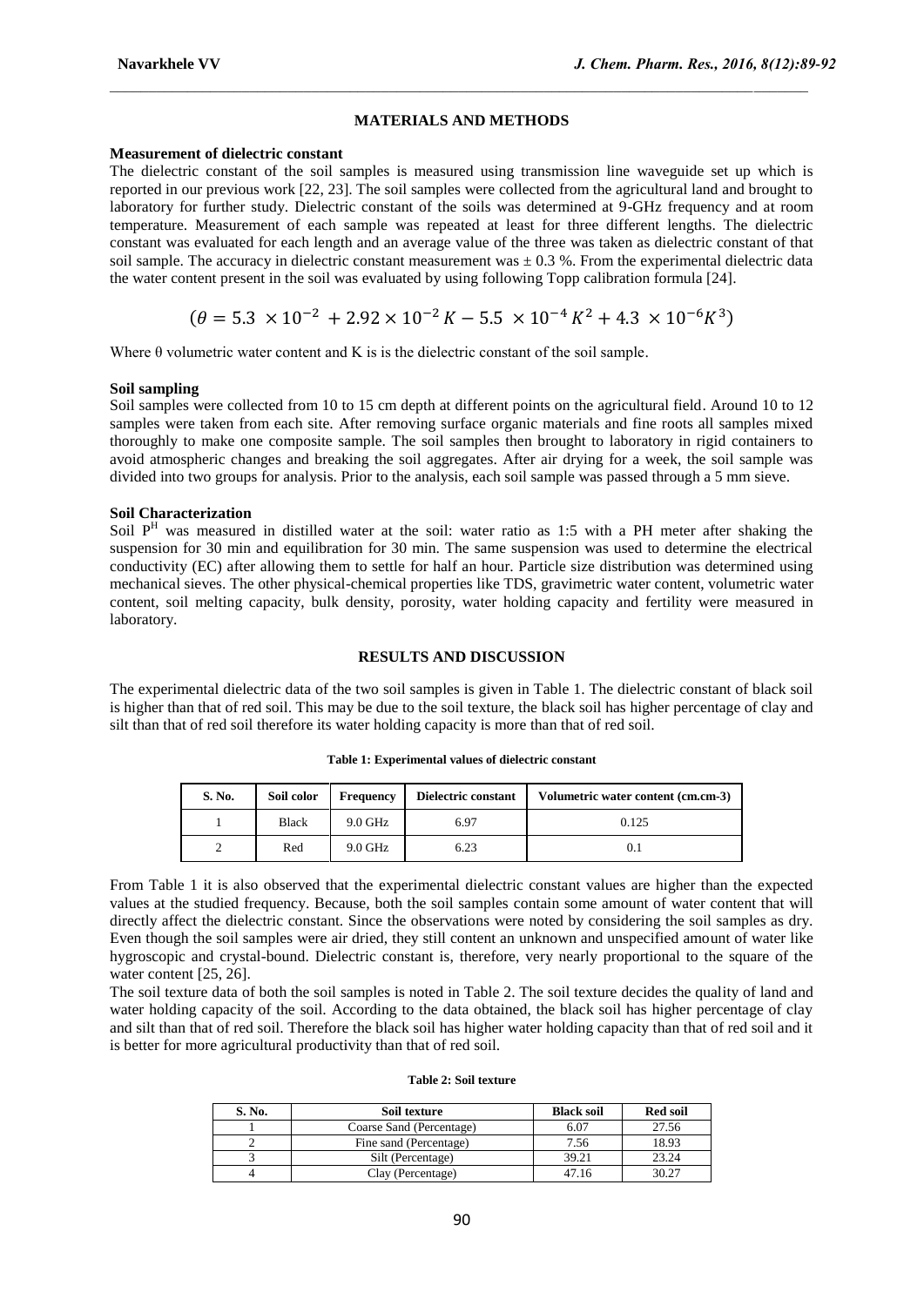## MATERIALS AND METHODS

### Measurement of dielectric constant

The dielectric constant of the soil samples is measured using transmission line waveguide set up which is reported in our previous work [22, 23]. The soil samples were collected from the agricultural land and brought to laboratory for further study. Dielectric constant of the soils was determined at 9-GHz frequency and at room temperature. Measurement of each sample was repeated at least for three different lengths. The dielectric constant was evaluated for each length and an average value of the three was taken as dielectric constant of that soil sample. The accuracy in dielectric constant measurement was ± 0.3 %. From the experimental dielectric data the water content present in the soil was evaluated by using following Topp calibration formula [24].

$$(\theta = 5.3 \times 10^{-2} + 2.92 \times 10^{-2} K - 5.5 \times 10^{-4} K^2 + 4.3 \times 10^{-6} K^3)$$

Where θ volumetric water content and K is is the dielectric constant of the soil sample.

### Soil sampling

Soil samples were collected from 10 to 15 cm depth at different points on the agricultural field. Around 10 to 12 samples were taken from each site. After removing surface organic materials and fine roots all samples mixed thoroughly to make one composite sample. The soil samples then brought to laboratory in rigid containers to avoid atmospheric changes and breaking the soil aggregates. After air drying for a week, the soil sample was divided into two groups for analysis. Prior to the analysis, each soil sample was passed through a 5 mm sieve.

### Soil Characterization

Soil $P^H$ was measured in distilled water at the soil: water ratio as 1:5 with a PH meter after shaking the suspension for 30 min and equilibration for 30 min. The same suspension was used to determine the electrical conductivity (EC) after allowing them to settle for half an hour. Particle size distribution was determined using mechanical sieves. The other physical-chemical properties like TDS, gravimetric water content, volumetric water content, soil melting capacity, bulk density, porosity, water holding capacity and fertility were measured in laboratory.

## RESULTS AND DISCUSSION

The experimental dielectric data of the two soil samples is given in Table 1. The dielectric constant of black soil is higher than that of red soil. This may be due to the soil texture, the black soil has higher percentage of clay and silt than that of red soil therefore its water holding capacity is more than that of red soil.

**Table 1: Experimental values of dielectric constant**

| S. No. | Soil color | Frequency | Dielectric constant | Volumetric water content (cm.cm-3) |
|---|---|---|---|---|
| 1 | Black | 9.0 GHz | 6.97 | 0.125 |
| 2 | Red | 9.0 GHz | 6.23 | 0.1 |

From Table 1 it is also observed that the experimental dielectric constant values are higher than the expected values at the studied frequency. Because, both the soil samples contain some amount of water content that will directly affect the dielectric constant. Since the observations were noted by considering the soil samples as dry. Even though the soil samples were air dried, they still content an unknown and unspecified amount of water like hygroscopic and crystal-bound. Dielectric constant is, therefore, very nearly proportional to the square of the water content [25, 26].

The soil texture data of both the soil samples is noted in Table 2. The soil texture decides the quality of land and water holding capacity of the soil. According to the data obtained, the black soil has higher percentage of clay and silt than that of red soil. Therefore the black soil has higher water holding capacity than that of red soil and it is better for more agricultural productivity than that of red soil.

**Table 2: Soil texture**

| S. No. | Soil texture | Black soil | Red soil |
|---|---|---|---|
| 1 | Coarse Sand (Percentage) | 6.07 | 27.56 |
| 2 | Fine sand (Percentage) | 7.56 | 18.93 |
| 3 | Silt (Percentage) | 39.21 | 23.24 |
| 4 | Clay (Percentage) | 47.16 | 30.27 |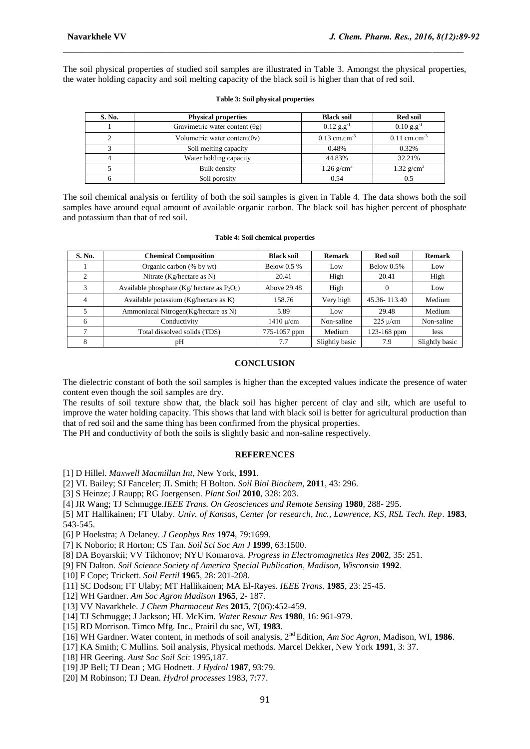The soil physical properties of studied soil samples are illustrated in Table 3. Amongst the physical properties, the water holding capacity and soil melting capacity of the black soil is higher than that of red soil.

**Table 3: Soil physical properties**

| S. No. | Physical properties | Black soil | Red soil |
|---|---|---|---|
| 1 | Gravimetric water content ($\theta$g) | 0.12 g.g$^{-1}$ | 0.10 g.g$^{-1}$ |
| 2 | Volumetric water content($\theta$v) | 0.13 cm.cm$^{-3}$ | 0.11 cm.cm$^{-3}$ |
| 3 | Soil melting capacity | 0.48% | 0.32% |
| 4 | Water holding capacity | 44.83% | 32.21% |
| 5 | Bulk density | 1.26 g/cm$^3$ | 1.32 g/cm$^3$ |
| 6 | Soil porosity | 0.54 | 0.5 |

The soil chemical analysis or fertility of both the soil samples is given in Table 4. The data shows both the soil samples have around equal amount of available organic carbon. The black soil has higher percent of phosphate and potassium than that of red soil.

**Table 4: Soil chemical properties**

| S. No. | Chemical Composition | Black soil | Remark | Red soil | Remark |
|---|---|---|---|---|---|
| 1 | Organic carbon (% by wt) | Below 0.5 % | Low | Below 0.5% | Low |
| 2 | Nitrate (Kg/hectare as N) | 20.41 | High | 20.41 | High |
| 3 | Available phosphate (Kg/ hectare as $P_2O_5$) | Above 29.48 | High | 0 | Low |
| 4 | Available potassium (Kg/hectare as K) | 158.76 | Very high | 45.36- 113.40 | Medium |
| 5 | Ammoniacal Nitrogen(Kg/hectare as N) | 5.89 | Low | 29.48 | Medium |
| 6 | Conductivity | 1410 μ/cm | Non-saline | 225 μ/cm | Non-saline |
| 7 | Total dissolved solids (TDS) | 775-1057 ppm | Medium | 123-168 ppm | less |
| 8 | pH | 7.7 | Slightly basic | 7.9 | Slightly basic |

## CONCLUSION

The dielectric constant of both the soil samples is higher than the excepted values indicate the presence of water content even though the soil samples are dry.

The results of soil texture show that, the black soil has higher percent of clay and silt, which are useful to improve the water holding capacity. This shows that land with black soil is better for agricultural production than that of red soil and the same thing has been confirmed from the physical properties.

The PH and conductivity of both the soils is slightly basic and non-saline respectively.

## REFERENCES

[1] D Hillel. *Maxwell Macmillan Int*, New York, **1991**.

[2] VL Bailey; SJ Fanceler; JL Smith; H Bolton. *Soil Biol Biochem*, **2011**, 43: 296.

[3] S Heinze; J Raupp; RG Joergensen. *Plant Soil* **2010**, 328: 203.

[4] JR Wang; TJ Schmugge.*IEEE Trans. On Geosciences and Remote Sensing* **1980**, 288- 295.

[5] MT Hallikainen; FT Ulaby. *Univ. of Kansas, Center for research, Inc., Lawrence, KS, RSL Tech. Rep*. **1983**, 543-545.

[6] P Hoekstra; A Delaney. *J Geophys Res* **1974**, 79:1699.

[7] K Noborio; R Horton; CS Tan. *Soil Sci Soc Am J* **1999**, 63:1500.

[8] DA Boyarskii; VV Tikhonov; NYU Komarova. *Progress in Electromagnetics Res* **2002**, 35: 251.

[9] FN Dalton. *Soil Science Society of America Special Publication, Madison, Wisconsin* **1992**.

[10] F Cope; Trickett. *Soil Fertil* **1965**, 28: 201-208.

[11] SC Dodson; FT Ulaby; MT Hallikainen; MA El-Rayes. *IEEE Trans*. **1985**, 23: 25-45.

[12] WH Gardner. *Am Soc Agron Madison* **1965**, 2- 187.

[13] VV Navarkhele. *J Chem Pharmaceut Res* **2015**, 7(06):452-459.

[14] TJ Schmugge; J Jackson; HL McKim. *Water Resour Res* **1980**, 16: 961-979.

[15] RD Morrison. Timco Mfg. Inc., Prairil du sac, WI, **1983**.

[16] WH Gardner. Water content, in methods of soil analysis, 2nd Edition, *Am Soc Agron*, Madison, WI, **1986**.

[17] KA Smith; C Mullins. Soil analysis, Physical methods. Marcel Dekker, New York **1991**, 3: 37.

[18] HR Geering. *Aust Soc Soil Sci*: 1995,187.

[19] JP Bell; TJ Dean ; MG Hodnett. *J Hydrol* **1987**, 93:79.

[20] M Robinson; TJ Dean. *Hydrol processes* 1983, 7:77.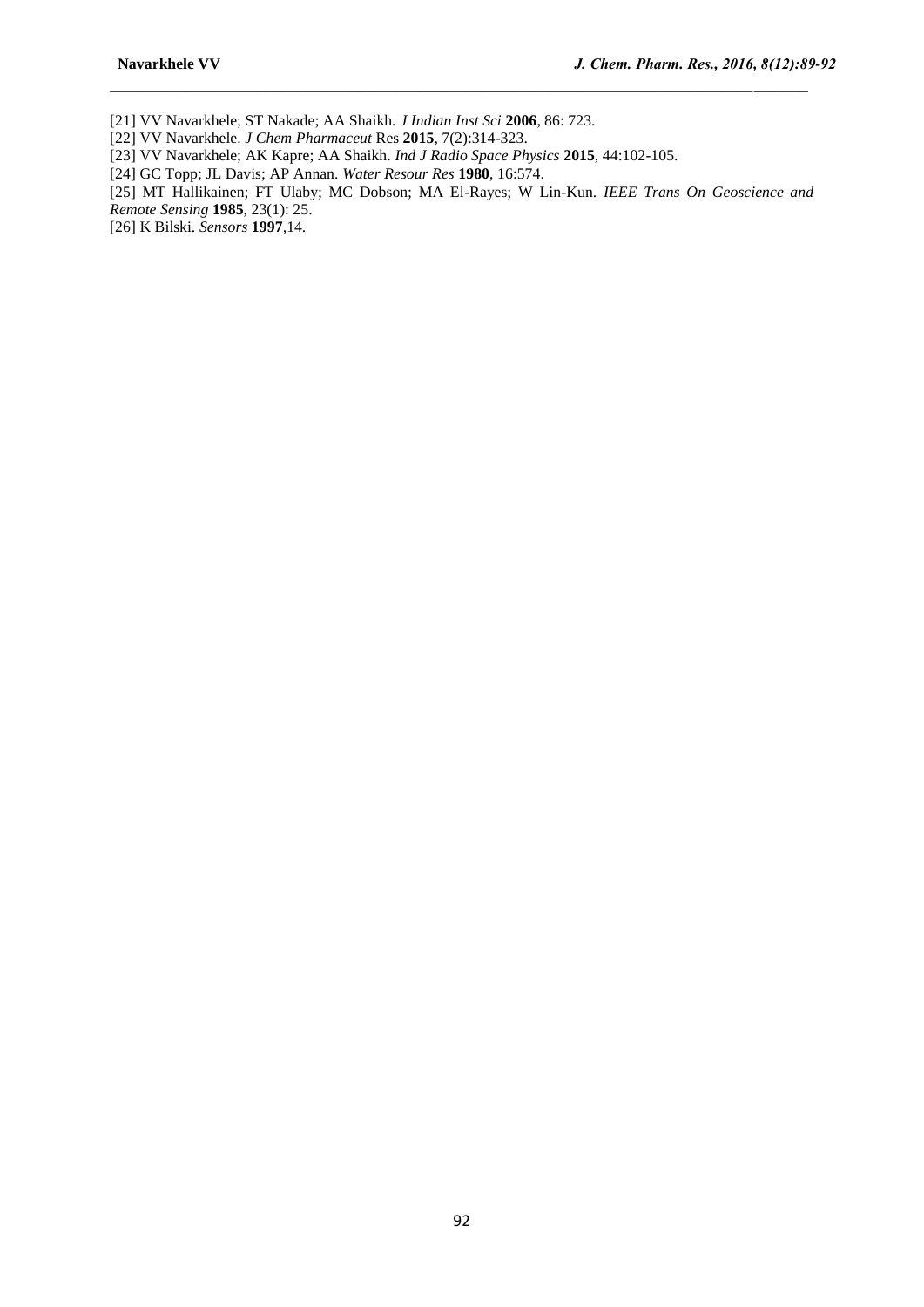[21] VV Navarkhele; ST Nakade; AA Shaikh. *J Indian Inst Sci* **2006**, 86: 723.

[22] VV Navarkhele. *J Chem Pharmaceut* Res **2015**, 7(2):314-323.

[23] VV Navarkhele; AK Kapre; AA Shaikh. *Ind J Radio Space Physics* **2015**, 44:102-105.

[24] GC Topp; JL Davis; AP Annan. *Water Resour Res* **1980**, 16:574.

[25] MT Hallikainen; FT Ulaby; MC Dobson; MA El-Rayes; W Lin-Kun. *IEEE Trans On Geoscience and Remote Sensing* **1985**, 23(1): 25.

[26] K Bilski. *Sensors* **1997**,14.